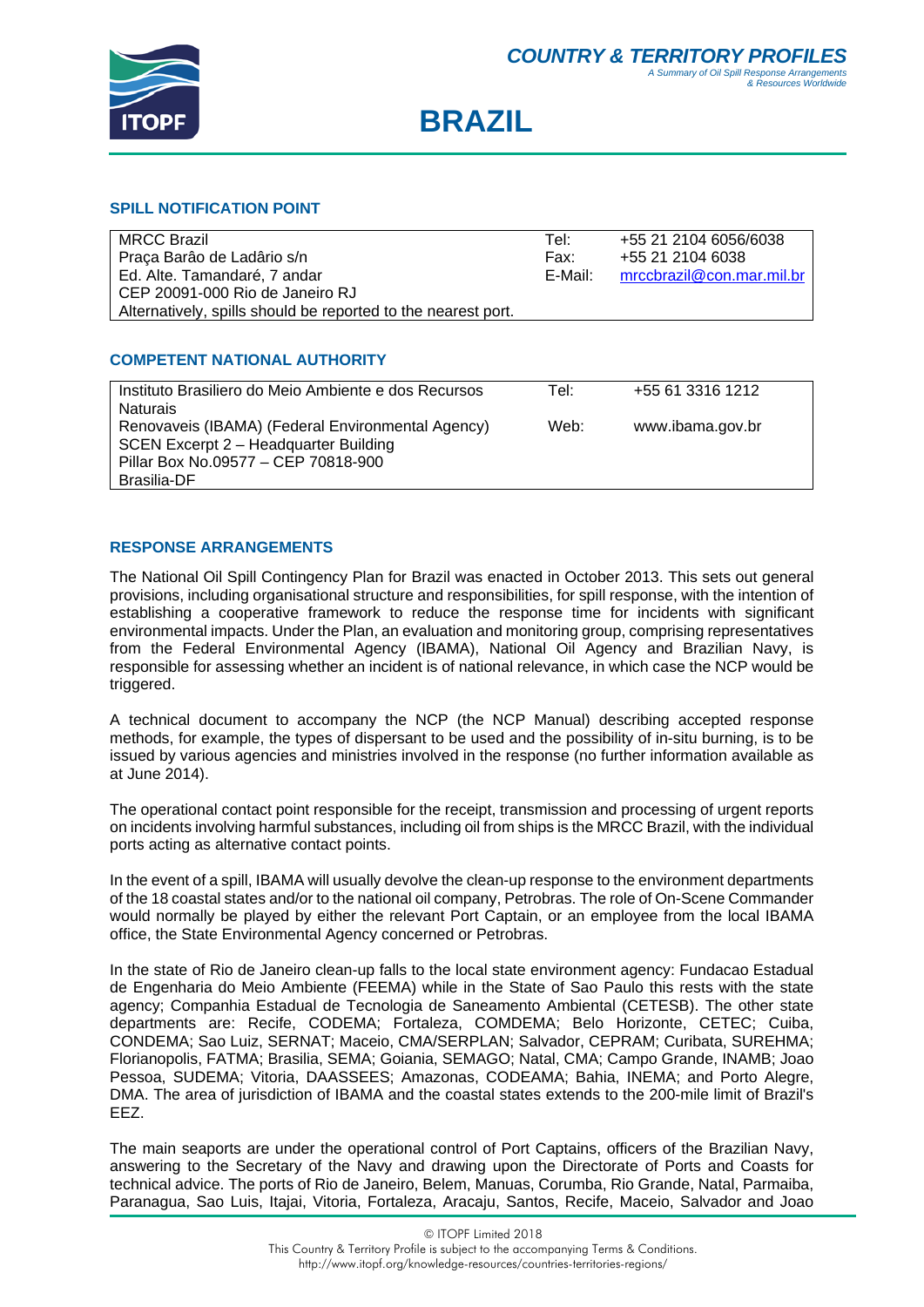# COUNTRY & TERRITORY PROFILES

*A Summary of Oil Spill Response Arrangements & Resources Worldwide*

# BRAZIL

## SPILL NOTIFICATION POINT

| | | |
|---|---|---|
| MRCC Brazil<br>Praça Barâo de Ladârio s/n<br>Ed. Alte. Tamandaré, 7 andar<br>CEP 20091-000 Rio de Janeiro RJ<br>Alternatively, spills should be reported to the nearest port. | Tel:<br>Fax:<br>E-Mail: | +55 21 2104 6056/6038<br>+55 21 2104 6038<br>mrccbrazil@con.mar.mil.br |

## COMPETENT NATIONAL AUTHORITY

| | | |
|---|---|---|
| Instituto Brasiliero do Meio Ambiente e dos Recursos Naturais Renovaveis (IBAMA) (Federal Environmental Agency)<br>SCEN Excerpt 2 – Headquarter Building<br>Pillar Box No.09577 – CEP 70818-900<br>Brasilia-DF | Tel:<br>Web: | +55 61 3316 1212<br>www.ibama.gov.br |

## RESPONSE ARRANGEMENTS

The National Oil Spill Contingency Plan for Brazil was enacted in October 2013. This sets out general provisions, including organisational structure and responsibilities, for spill response, with the intention of establishing a cooperative framework to reduce the response time for incidents with significant environmental impacts. Under the Plan, an evaluation and monitoring group, comprising representatives from the Federal Environmental Agency (IBAMA), National Oil Agency and Brazilian Navy, is responsible for assessing whether an incident is of national relevance, in which case the NCP would be triggered.

A technical document to accompany the NCP (the NCP Manual) describing accepted response methods, for example, the types of dispersant to be used and the possibility of in-situ burning, is to be issued by various agencies and ministries involved in the response (no further information available as at June 2014).

The operational contact point responsible for the receipt, transmission and processing of urgent reports on incidents involving harmful substances, including oil from ships is the MRCC Brazil, with the individual ports acting as alternative contact points.

In the event of a spill, IBAMA will usually devolve the clean-up response to the environment departments of the 18 coastal states and/or to the national oil company, Petrobras. The role of On-Scene Commander would normally be played by either the relevant Port Captain, or an employee from the local IBAMA office, the State Environmental Agency concerned or Petrobras.

In the state of Rio de Janeiro clean-up falls to the local state environment agency: Fundacao Estadual de Engenharia do Meio Ambiente (FEEMA) while in the State of Sao Paulo this rests with the state agency; Companhia Estadual de Tecnologia de Saneamento Ambiental (CETESB). The other state departments are: Recife, CODEMA; Fortaleza, COMDEMA; Belo Horizonte, CETEC; Cuiba, CONDEMA; Sao Luiz, SERNAT; Maceio, CMA/SERPLAN; Salvador, CEPRAM; Curibata, SUREHMA; Florianopolis, FATMA; Brasilia, SEMA; Goiania, SEMAGO; Natal, CMA; Campo Grande, INAMB; Joao Pessoa, SUDEMA; Vitoria, DAASSEES; Amazonas, CODEAMA; Bahia, INEMA; and Porto Alegre, DMA. The area of jurisdiction of IBAMA and the coastal states extends to the 200-mile limit of Brazil's EEZ.

The main seaports are under the operational control of Port Captains, officers of the Brazilian Navy, answering to the Secretary of the Navy and drawing upon the Directorate of Ports and Coasts for technical advice. The ports of Rio de Janeiro, Belem, Manuas, Corumba, Rio Grande, Natal, Parmaiba, Paranagua, Sao Luis, Itajai, Vitoria, Fortaleza, Aracaju, Santos, Recife, Maceio, Salvador and Joao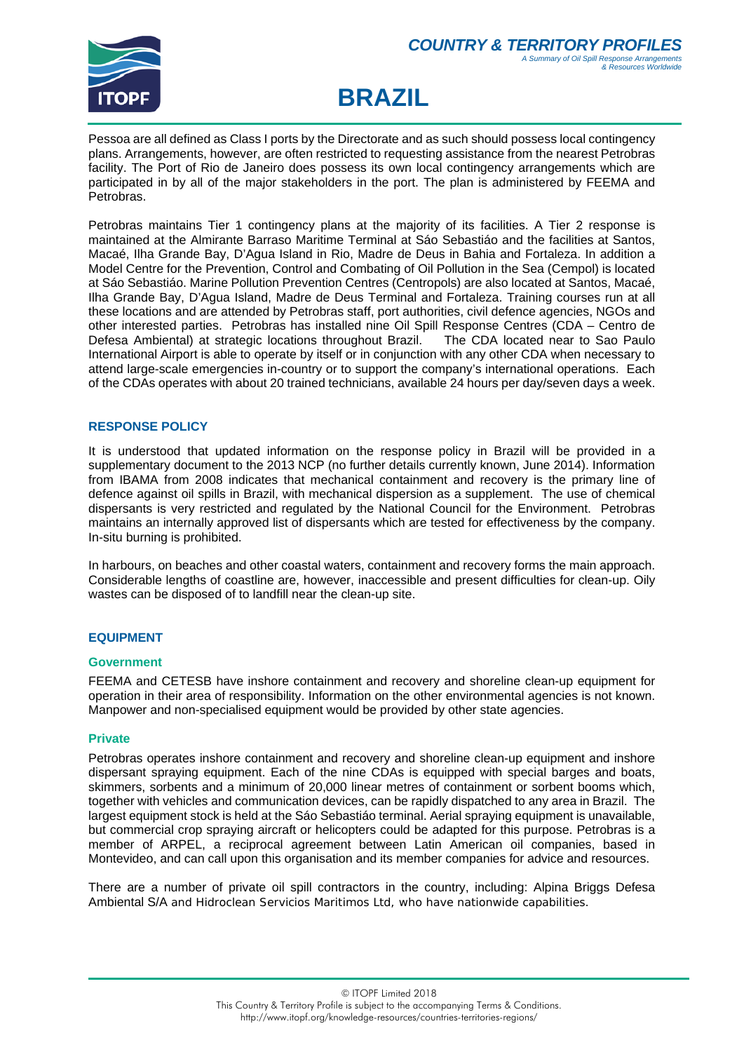Pessoa are all defined as Class I ports by the Directorate and as such should possess local contingency plans. Arrangements, however, are often restricted to requesting assistance from the nearest Petrobras facility. The Port of Rio de Janeiro does possess its own local contingency arrangements which are participated in by all of the major stakeholders in the port. The plan is administered by FEEMA and Petrobras.

Petrobras maintains Tier 1 contingency plans at the majority of its facilities. A Tier 2 response is maintained at the Almirante Barraso Maritime Terminal at Sáo Sebastiáo and the facilities at Santos, Macaé, Ilha Grande Bay, D'Agua Island in Rio, Madre de Deus in Bahia and Fortaleza. In addition a Model Centre for the Prevention, Control and Combating of Oil Pollution in the Sea (Cempol) is located at Sáo Sebastiáo. Marine Pollution Prevention Centres (Centropols) are also located at Santos, Macaé, Ilha Grande Bay, D'Agua Island, Madre de Deus Terminal and Fortaleza. Training courses run at all these locations and are attended by Petrobras staff, port authorities, civil defence agencies, NGOs and other interested parties. Petrobras has installed nine Oil Spill Response Centres (CDA – Centro de Defesa Ambiental) at strategic locations throughout Brazil. The CDA located near to Sao Paulo International Airport is able to operate by itself or in conjunction with any other CDA when necessary to attend large-scale emergencies in-country or to support the company's international operations. Each of the CDAs operates with about 20 trained technicians, available 24 hours per day/seven days a week.

## RESPONSE POLICY

It is understood that updated information on the response policy in Brazil will be provided in a supplementary document to the 2013 NCP (no further details currently known, June 2014). Information from IBAMA from 2008 indicates that mechanical containment and recovery is the primary line of defence against oil spills in Brazil, with mechanical dispersion as a supplement. The use of chemical dispersants is very restricted and regulated by the National Council for the Environment. Petrobras maintains an internally approved list of dispersants which are tested for effectiveness by the company. In-situ burning is prohibited.

In harbours, on beaches and other coastal waters, containment and recovery forms the main approach. Considerable lengths of coastline are, however, inaccessible and present difficulties for clean-up. Oily wastes can be disposed of to landfill near the clean-up site.

## EQUIPMENT

### Government

FEEMA and CETESB have inshore containment and recovery and shoreline clean-up equipment for operation in their area of responsibility. Information on the other environmental agencies is not known. Manpower and non-specialised equipment would be provided by other state agencies.

### Private

Petrobras operates inshore containment and recovery and shoreline clean-up equipment and inshore dispersant spraying equipment. Each of the nine CDAs is equipped with special barges and boats, skimmers, sorbents and a minimum of 20,000 linear metres of containment or sorbent booms which, together with vehicles and communication devices, can be rapidly dispatched to any area in Brazil. The largest equipment stock is held at the Sáo Sebastiáo terminal. Aerial spraying equipment is unavailable, but commercial crop spraying aircraft or helicopters could be adapted for this purpose. Petrobras is a member of ARPEL, a reciprocal agreement between Latin American oil companies, based in Montevideo, and can call upon this organisation and its member companies for advice and resources.

There are a number of private oil spill contractors in the country, including: Alpina Briggs Defesa Ambiental S/A and Hidroclean Servicios Maritimos Ltd, who have nationwide capabilities.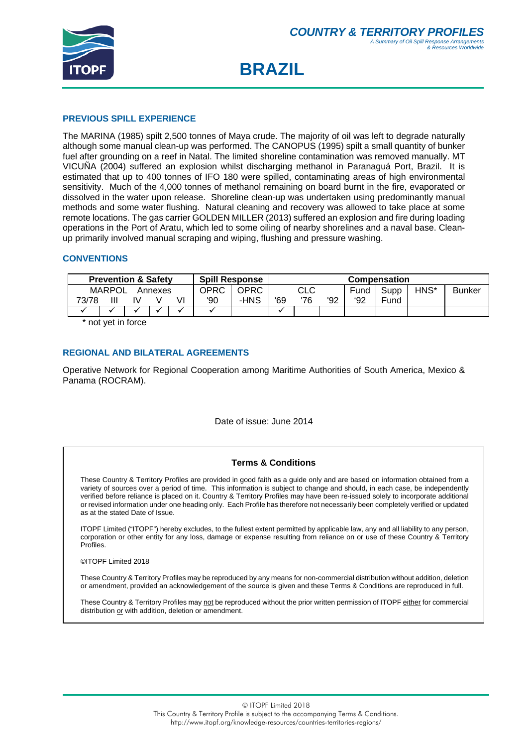### PREVIOUS SPILL EXPERIENCE

The MARINA (1985) spilt 2,500 tonnes of Maya crude. The majority of oil was left to degrade naturally although some manual clean-up was performed. The CANOPUS (1995) spilt a small quantity of bunker fuel after grounding on a reef in Natal. The limited shoreline contamination was removed manually. MT VICUÑA (2004) suffered an explosion whilst discharging methanol in Paranaguá Port, Brazil. It is estimated that up to 400 tonnes of IFO 180 were spilled, contaminating areas of high environmental sensitivity. Much of the 4,000 tonnes of methanol remaining on board burnt in the fire, evaporated or dissolved in the water upon release. Shoreline clean-up was undertaken using predominantly manual methods and some water flushing. Natural cleaning and recovery was allowed to take place at some remote locations. The gas carrier GOLDEN MILLER (2013) suffered an explosion and fire during loading operations in the Port of Aratu, which led to some oiling of nearby shorelines and a naval base. Clean-up primarily involved manual scraping and wiping, flushing and pressure washing.

### CONVENTIONS

| Prevention & Safety | | | | | Spill Response | | Compensation | | | | | | |
|---|---|---|---|---|---|---|---|---|---|---|---|---|---|
| MARPOL | Annexes | | | | OPRC | OPRC | CLC | | | Fund | Supp | HNS* | Bunker |
| 73/78 | III | IV | V | VI | '90 | -HNS | '69 | '76 | '92 | '92 | Fund | | |
| ✓ | ✓ | ✓ | ✓ | ✓ | ✓ | | ✓ | | | | | | |

\* not yet in force

### REGIONAL AND BILATERAL AGREEMENTS

Operative Network for Regional Cooperation among Maritime Authorities of South America, Mexico & Panama (ROCRAM).

Date of issue: June 2014

**Terms & Conditions**

These Country & Territory Profiles are provided in good faith as a guide only and are based on information obtained from a variety of sources over a period of time. This information is subject to change and should, in each case, be independently verified before reliance is placed on it. Country & Territory Profiles may have been re-issued solely to incorporate additional or revised information under one heading only. Each Profile has therefore not necessarily been completely verified or updated as at the stated Date of Issue.

ITOPF Limited ("ITOPF") hereby excludes, to the fullest extent permitted by applicable law, any and all liability to any person, corporation or other entity for any loss, damage or expense resulting from reliance on or use of these Country & Territory Profiles.

©ITOPF Limited 2018

These Country & Territory Profiles may be reproduced by any means for non-commercial distribution without addition, deletion or amendment, provided an acknowledgement of the source is given and these Terms & Conditions are reproduced in full.

These Country & Territory Profiles may not be reproduced without the prior written permission of ITOPF either for commercial distribution or with addition, deletion or amendment.